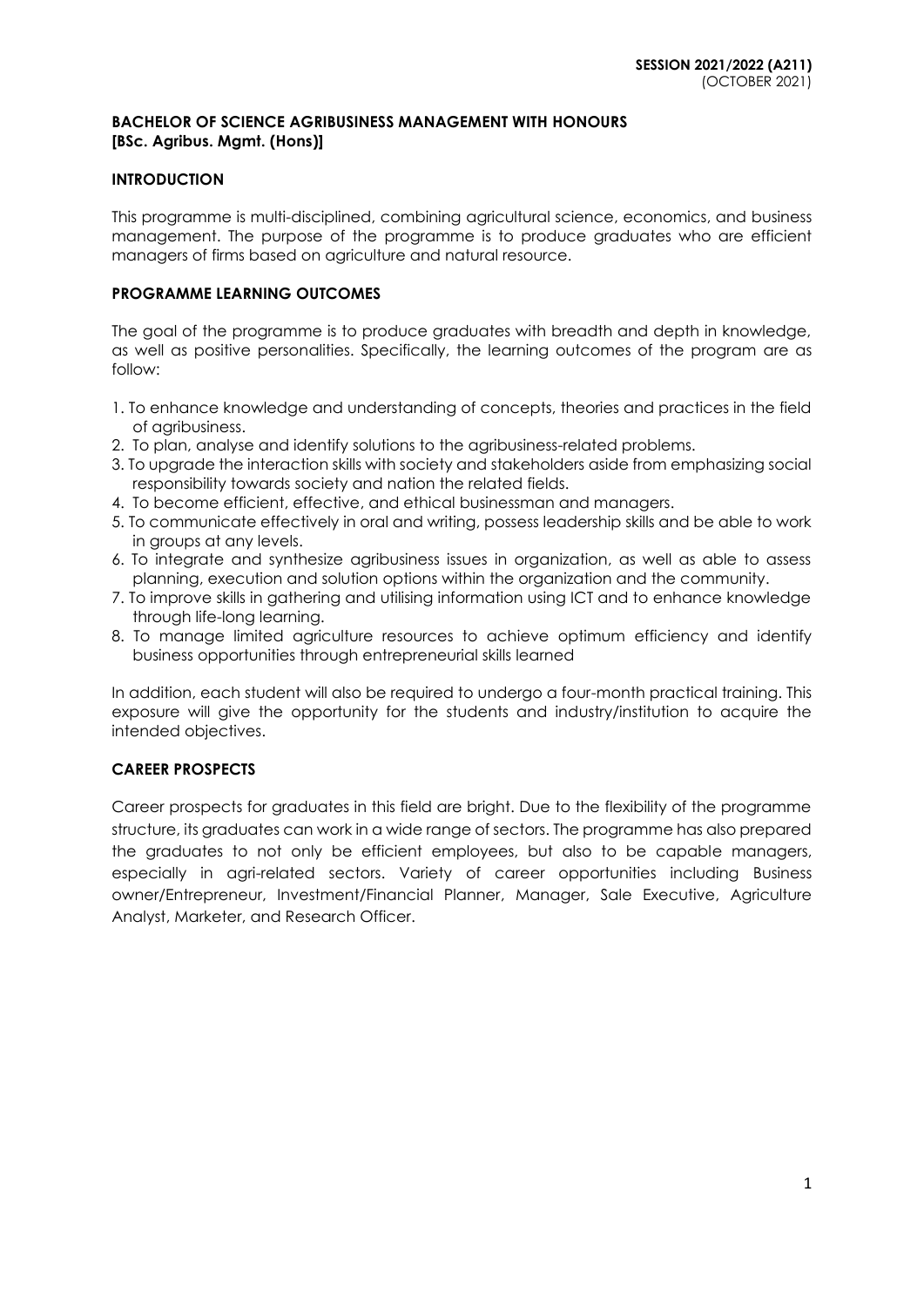**SESSION 2021/2022 (A211)**
(OCTOBER 2021)

# BACHELOR OF SCIENCE AGRIBUSINESS MANAGEMENT WITH HONOURS [BSc. Agribus. Mgmt. (Hons)]

## INTRODUCTION

This programme is multi-disciplined, combining agricultural science, economics, and business management. The purpose of the programme is to produce graduates who are efficient managers of firms based on agriculture and natural resource.

## PROGRAMME LEARNING OUTCOMES

The goal of the programme is to produce graduates with breadth and depth in knowledge, as well as positive personalities. Specifically, the learning outcomes of the program are as follow:

1. To enhance knowledge and understanding of concepts, theories and practices in the field of agribusiness.
2. To plan, analyse and identify solutions to the agribusiness-related problems.
3. To upgrade the interaction skills with society and stakeholders aside from emphasizing social responsibility towards society and nation the related fields.
4. To become efficient, effective, and ethical businessman and managers.
5. To communicate effectively in oral and writing, possess leadership skills and be able to work in groups at any levels.
6. To integrate and synthesize agribusiness issues in organization, as well as able to assess planning, execution and solution options within the organization and the community.
7. To improve skills in gathering and utilising information using ICT and to enhance knowledge through life-long learning.
8. To manage limited agriculture resources to achieve optimum efficiency and identify business opportunities through entrepreneurial skills learned

In addition, each student will also be required to undergo a four-month practical training. This exposure will give the opportunity for the students and industry/institution to acquire the intended objectives.

## CAREER PROSPECTS

Career prospects for graduates in this field are bright. Due to the flexibility of the programme structure, its graduates can work in a wide range of sectors. The programme has also prepared the graduates to not only be efficient employees, but also to be capable managers, especially in agri-related sectors. Variety of career opportunities including Business owner/Entrepreneur, Investment/Financial Planner, Manager, Sale Executive, Agriculture Analyst, Marketer, and Research Officer.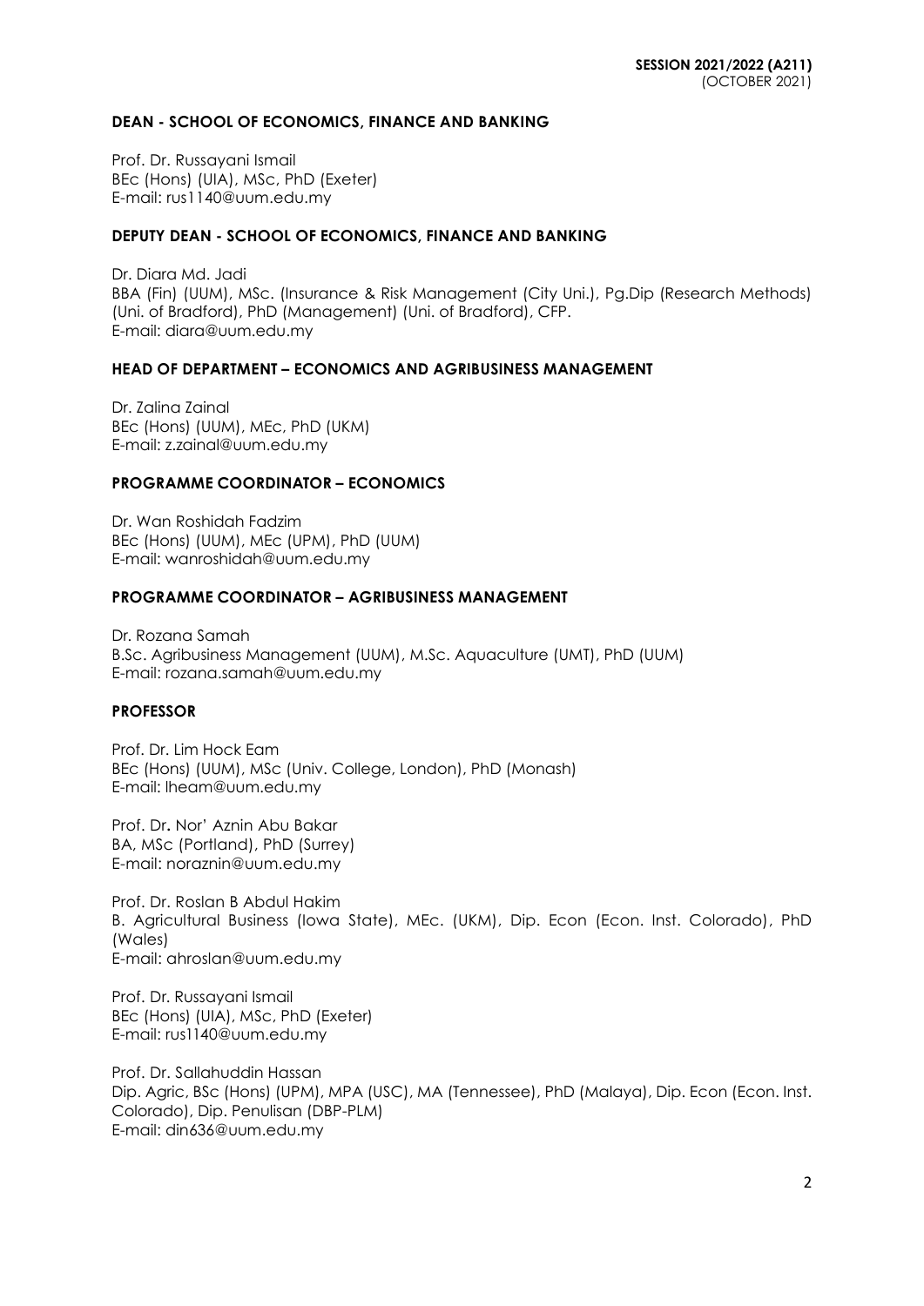**SESSION 2021/2022 (A211)**
(OCTOBER 2021)

## DEAN - SCHOOL OF ECONOMICS, FINANCE AND BANKING

Prof. Dr. Russayani Ismail
BEc (Hons) (UIA), MSc, PhD (Exeter)
E-mail: rus1140@uum.edu.my

## DEPUTY DEAN - SCHOOL OF ECONOMICS, FINANCE AND BANKING

Dr. Diara Md. Jadi
BBA (Fin) (UUM), MSc. (Insurance & Risk Management (City Uni.), Pg.Dip (Research Methods) (Uni. of Bradford), PhD (Management) (Uni. of Bradford), CFP.
E-mail: diara@uum.edu.my

## HEAD OF DEPARTMENT – ECONOMICS AND AGRIBUSINESS MANAGEMENT

Dr. Zalina Zainal
BEc (Hons) (UUM), MEc, PhD (UKM)
E-mail: z.zainal@uum.edu.my

## PROGRAMME COORDINATOR – ECONOMICS

Dr. Wan Roshidah Fadzim
BEc (Hons) (UUM), MEc (UPM), PhD (UUM)
E-mail: wanroshidah@uum.edu.my

## PROGRAMME COORDINATOR – AGRIBUSINESS MANAGEMENT

Dr. Rozana Samah
B.Sc. Agribusiness Management (UUM), M.Sc. Aquaculture (UMT), PhD (UUM)
E-mail: rozana.samah@uum.edu.my

## PROFESSOR

Prof. Dr. Lim Hock Eam
BEc (Hons) (UUM), MSc (Univ. College, London), PhD (Monash)
E-mail: lheam@uum.edu.my

Prof. Dr**.** Nor' Aznin Abu Bakar
BA, MSc (Portland), PhD (Surrey)
E-mail: noraznin@uum.edu.my

Prof. Dr. Roslan B Abdul Hakim
B. Agricultural Business (Iowa State), MEc. (UKM), Dip. Econ (Econ. Inst. Colorado), PhD (Wales)
E-mail: ahroslan@uum.edu.my

Prof. Dr. Russayani Ismail
BEc (Hons) (UIA), MSc, PhD (Exeter)
E-mail: rus1140@uum.edu.my

Prof. Dr. Sallahuddin Hassan
Dip. Agric, BSc (Hons) (UPM), MPA (USC), MA (Tennessee), PhD (Malaya), Dip. Econ (Econ. Inst. Colorado), Dip. Penulisan (DBP-PLM)
E-mail: din636@uum.edu.my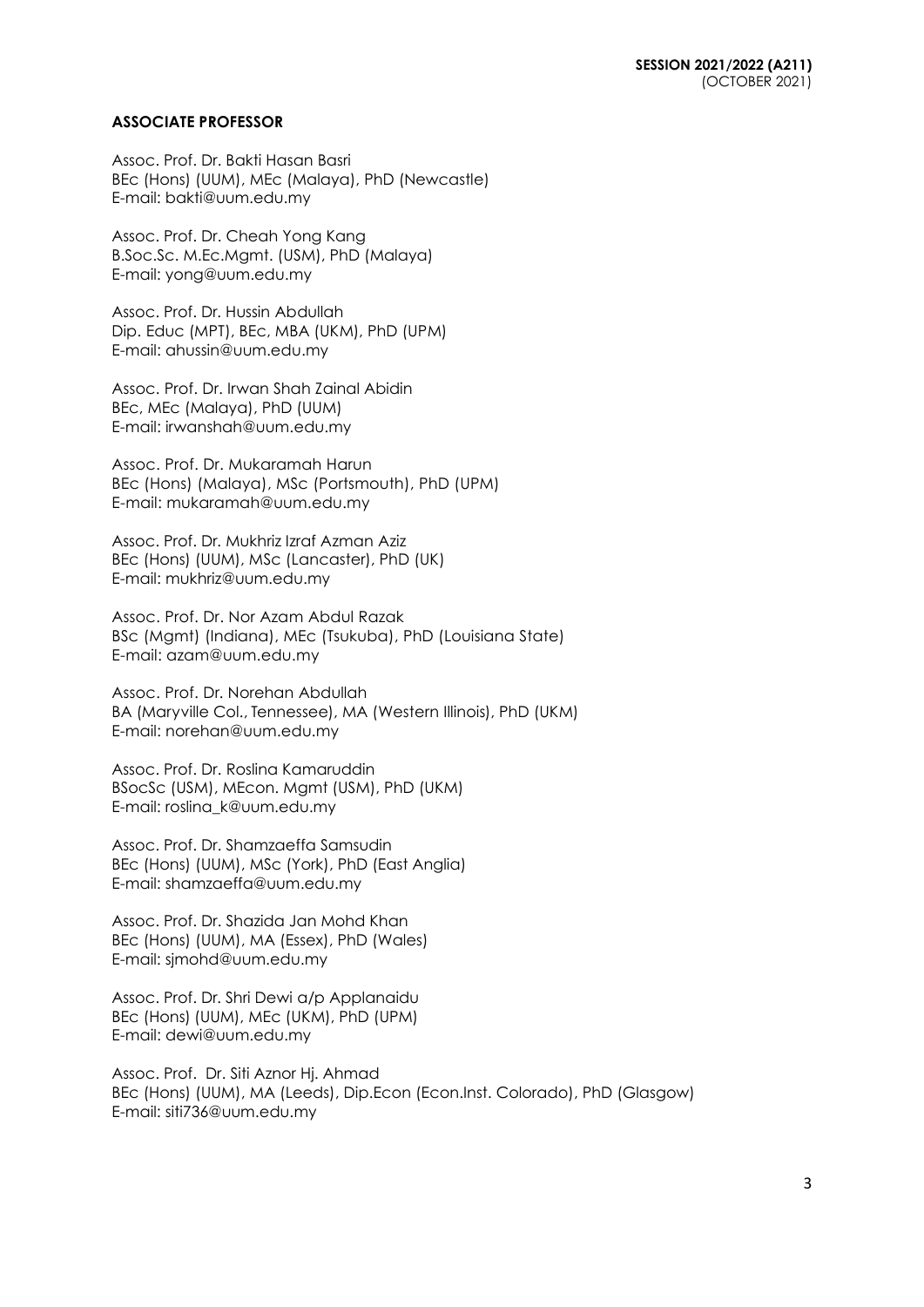**ASSOCIATE PROFESSOR**

Assoc. Prof. Dr. Bakti Hasan Basri
BEc (Hons) (UUM), MEc (Malaya), PhD (Newcastle)
E-mail: bakti@uum.edu.my

Assoc. Prof. Dr. Cheah Yong Kang
B.Soc.Sc. M.Ec.Mgmt. (USM), PhD (Malaya)
E-mail: yong@uum.edu.my

Assoc. Prof. Dr. Hussin Abdullah
Dip. Educ (MPT), BEc, MBA (UKM), PhD (UPM)
E-mail: ahussin@uum.edu.my

Assoc. Prof. Dr. Irwan Shah Zainal Abidin
BEc, MEc (Malaya), PhD (UUM)
E-mail: irwanshah@uum.edu.my

Assoc. Prof. Dr. Mukaramah Harun
BEc (Hons) (Malaya), MSc (Portsmouth), PhD (UPM)
E-mail: mukaramah@uum.edu.my

Assoc. Prof. Dr. Mukhriz Izraf Azman Aziz
BEc (Hons) (UUM), MSc (Lancaster), PhD (UK)
E-mail: mukhriz@uum.edu.my

Assoc. Prof. Dr. Nor Azam Abdul Razak
BSc (Mgmt) (Indiana), MEc (Tsukuba), PhD (Louisiana State)
E-mail: azam@uum.edu.my

Assoc. Prof. Dr. Norehan Abdullah
BA (Maryville Col., Tennessee), MA (Western Illinois), PhD (UKM)
E-mail: norehan@uum.edu.my

Assoc. Prof. Dr. Roslina Kamaruddin
BSocSc (USM), MEcon. Mgmt (USM), PhD (UKM)
E-mail: roslina_k@uum.edu.my

Assoc. Prof. Dr. Shamzaeffa Samsudin
BEc (Hons) (UUM), MSc (York), PhD (East Anglia)
E-mail: shamzaeffa@uum.edu.my

Assoc. Prof. Dr. Shazida Jan Mohd Khan
BEc (Hons) (UUM), MA (Essex), PhD (Wales)
E-mail: sjmohd@uum.edu.my

Assoc. Prof. Dr. Shri Dewi a/p Applanaidu
BEc (Hons) (UUM), MEc (UKM), PhD (UPM)
E-mail: dewi@uum.edu.my

Assoc. Prof. Dr. Siti Aznor Hj. Ahmad
BEc (Hons) (UUM), MA (Leeds), Dip.Econ (Econ.Inst. Colorado), PhD (Glasgow)
E-mail: siti736@uum.edu.my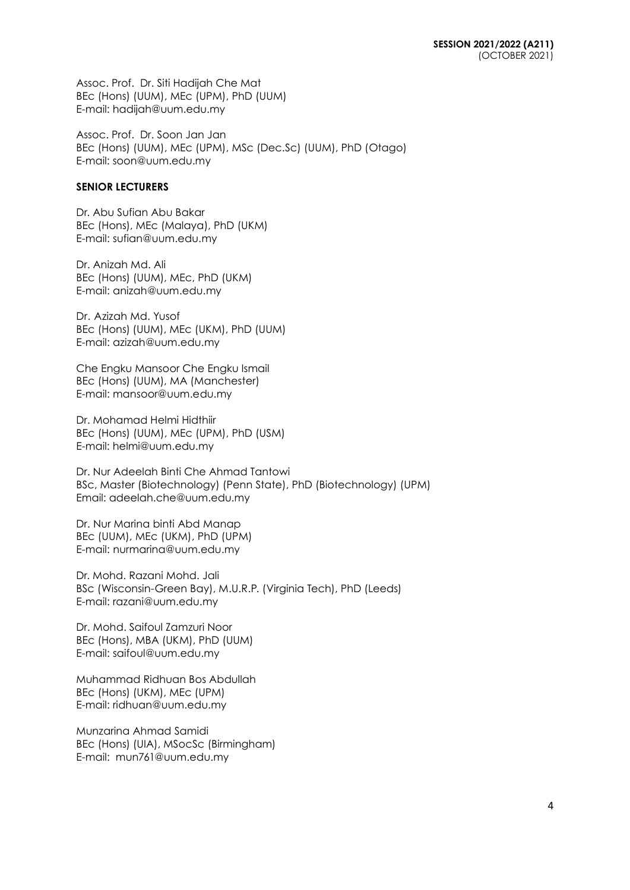Assoc. Prof. Dr. Siti Hadijah Che Mat
BEc (Hons) (UUM), MEc (UPM), PhD (UUM)
E-mail: hadijah@uum.edu.my

Assoc. Prof. Dr. Soon Jan Jan
BEc (Hons) (UUM), MEc (UPM), MSc (Dec.Sc) (UUM), PhD (Otago)
E-mail: soon@uum.edu.my

**SENIOR LECTURERS**

Dr. Abu Sufian Abu Bakar
BEc (Hons), MEc (Malaya), PhD (UKM)
E-mail: sufian@uum.edu.my

Dr. Anizah Md. Ali
BEc (Hons) (UUM), MEc, PhD (UKM)
E-mail: anizah@uum.edu.my

Dr. Azizah Md. Yusof
BEc (Hons) (UUM), MEc (UKM), PhD (UUM)
E-mail: azizah@uum.edu.my

Che Engku Mansoor Che Engku Ismail
BEc (Hons) (UUM), MA (Manchester)
E-mail: mansoor@uum.edu.my

Dr. Mohamad Helmi Hidthiir
BEc (Hons) (UUM), MEc (UPM), PhD (USM)
E-mail: helmi@uum.edu.my

Dr. Nur Adeelah Binti Che Ahmad Tantowi
BSc, Master (Biotechnology) (Penn State), PhD (Biotechnology) (UPM)
Email: adeelah.che@uum.edu.my

Dr. Nur Marina binti Abd Manap
BEc (UUM), MEc (UKM), PhD (UPM)
E-mail: nurmarina@uum.edu.my

Dr. Mohd. Razani Mohd. Jali
BSc (Wisconsin-Green Bay), M.U.R.P. (Virginia Tech), PhD (Leeds)
E-mail: razani@uum.edu.my

Dr. Mohd. Saifoul Zamzuri Noor
BEc (Hons), MBA (UKM), PhD (UUM)
E-mail: saifoul@uum.edu.my

Muhammad Ridhuan Bos Abdullah
BEc (Hons) (UKM), MEc (UPM)
E-mail: ridhuan@uum.edu.my

Munzarina Ahmad Samidi
BEc (Hons) (UIA), MSocSc (Birmingham)
E-mail: mun761@uum.edu.my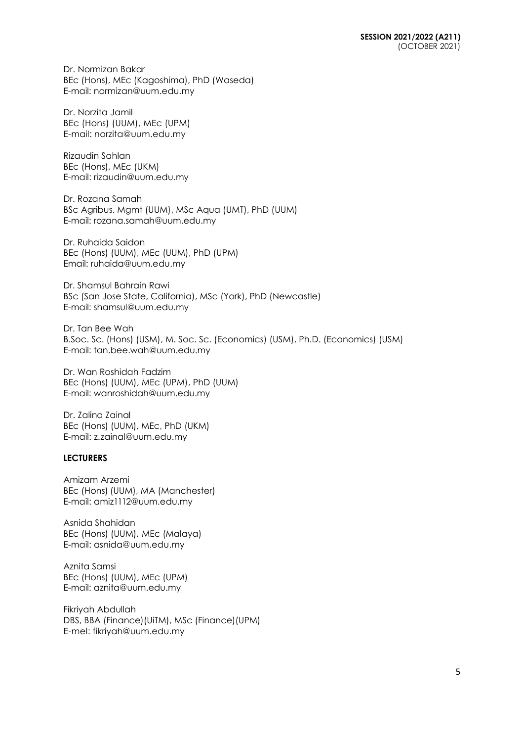Dr. Normizan Bakar
BEc (Hons), MEc (Kagoshima), PhD (Waseda)
E-mail: normizan@uum.edu.my

Dr. Norzita Jamil
BEc (Hons) (UUM), MEc (UPM)
E-mail: norzita@uum.edu.my

Rizaudin Sahlan
BEc (Hons), MEc (UKM)
E-mail: rizaudin@uum.edu.my

Dr. Rozana Samah
BSc Agribus. Mgmt (UUM), MSc Aqua (UMT), PhD (UUM)
E-mail: rozana.samah@uum.edu.my

Dr. Ruhaida Saidon
BEc (Hons) (UUM), MEc (UUM), PhD (UPM)
Email: ruhaida@uum.edu.my

Dr. Shamsul Bahrain Rawi
BSc (San Jose State, California), MSc (York), PhD (Newcastle)
E-mail: shamsul@uum.edu.my

Dr. Tan Bee Wah
B.Soc. Sc. (Hons) (USM), M. Soc. Sc. (Economics) (USM), Ph.D. (Economics) (USM)
E-mail: tan.bee.wah@uum.edu.my

Dr. Wan Roshidah Fadzim
BEc (Hons) (UUM), MEc (UPM), PhD (UUM)
E-mail: wanroshidah@uum.edu.my

Dr. Zalina Zainal
BEc (Hons) (UUM), MEc, PhD (UKM)
E-mail: z.zainal@uum.edu.my

**LECTURERS**

Amizam Arzemi
BEc (Hons) (UUM), MA (Manchester)
E-mail: amiz1112@uum.edu.my

Asnida Shahidan
BEc (Hons) (UUM), MEc (Malaya)
E-mail: asnida@uum.edu.my

Aznita Samsi
BEc (Hons) (UUM), MEc (UPM)
E-mail: aznita@uum.edu.my

Fikriyah Abdullah
DBS, BBA (Finance)(UiTM), MSc (Finance)(UPM)
E-mel: fikriyah@uum.edu.my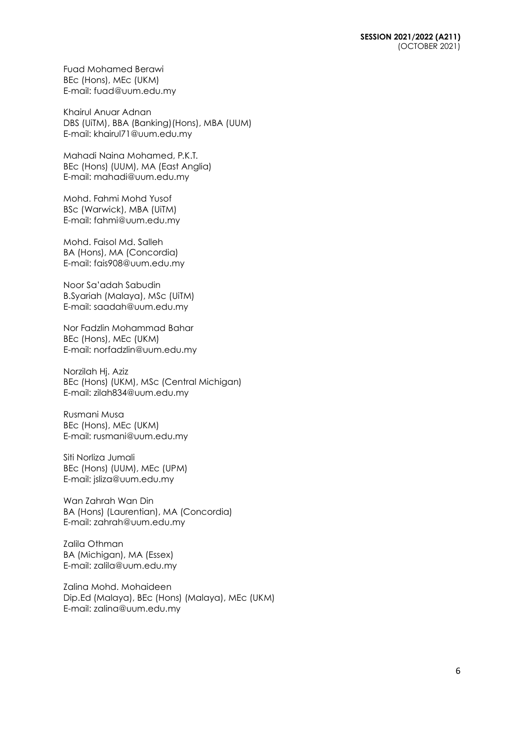Fuad Mohamed Berawi  
BEc (Hons), MEc (UKM)  
E-mail: fuad@uum.edu.my

Khairul Anuar Adnan  
DBS (UiTM), BBA (Banking)(Hons), MBA (UUM)  
E-mail: khairul71@uum.edu.my

Mahadi Naina Mohamed, P.K.T.  
BEc (Hons) (UUM), MA (East Anglia)  
E-mail: mahadi@uum.edu.my

Mohd. Fahmi Mohd Yusof  
BSc (Warwick), MBA (UiTM)  
E-mail: fahmi@uum.edu.my

Mohd. Faisol Md. Salleh  
BA (Hons), MA (Concordia)  
E-mail: fais908@uum.edu.my

Noor Sa'adah Sabudin  
B.Syariah (Malaya), MSc (UiTM)  
E-mail: saadah@uum.edu.my

Nor Fadzlin Mohammad Bahar  
BEc (Hons), MEc (UKM)  
E-mail: norfadzlin@uum.edu.my

Norzilah Hj. Aziz  
BEc (Hons) (UKM), MSc (Central Michigan)  
E-mail: zilah834@uum.edu.my

Rusmani Musa  
BEc (Hons), MEc (UKM)  
E-mail: rusmani@uum.edu.my

Siti Norliza Jumali  
BEc (Hons) (UUM), MEc (UPM)  
E-mail: jsliza@uum.edu.my

Wan Zahrah Wan Din  
BA (Hons) (Laurentian), MA (Concordia)  
E-mail: zahrah@uum.edu.my

Zalila Othman  
BA (Michigan), MA (Essex)  
E-mail: zalila@uum.edu.my

Zalina Mohd. Mohaideen  
Dip.Ed (Malaya), BEc (Hons) (Malaya), MEc (UKM)  
E-mail: zalina@uum.edu.my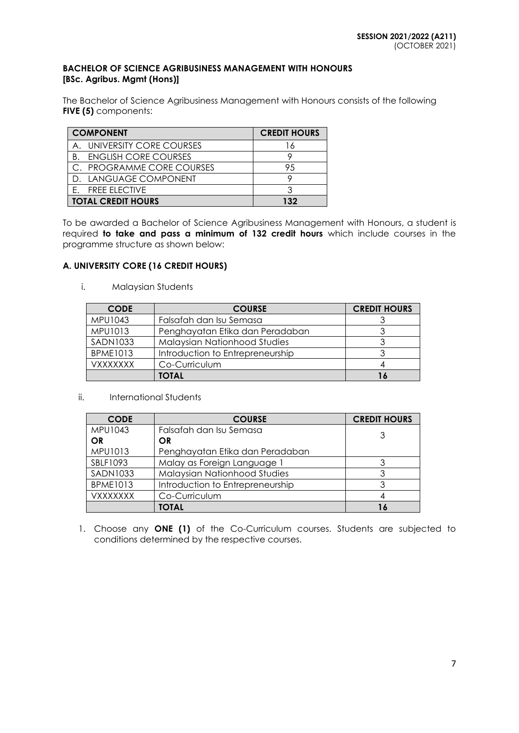**SESSION 2021/2022 (A211)**
(OCTOBER 2021)

## BACHELOR OF SCIENCE AGRIBUSINESS MANAGEMENT WITH HONOURS [BSc. Agribus. Mgmt (Hons)]

The Bachelor of Science Agribusiness Management with Honours consists of the following **FIVE (5)** components:

| COMPONENT | CREDIT HOURS |
|---|---|
| A. UNIVERSITY CORE COURSES | 16 |
| B. ENGLISH CORE COURSES | 9 |
| C. PROGRAMME CORE COURSES | 95 |
| D. LANGUAGE COMPONENT | 9 |
| E. FREE ELECTIVE | 3 |
| **TOTAL CREDIT HOURS** | **132** |

To be awarded a Bachelor of Science Agribusiness Management with Honours, a student is required **to take and pass a minimum of 132 credit hours** which include courses in the programme structure as shown below:

### A. UNIVERSITY CORE (16 CREDIT HOURS)

i. Malaysian Students

| CODE | COURSE | CREDIT HOURS |
|---|---|---|
| MPU1043 | Falsafah dan Isu Semasa | 3 |
| MPU1013 | Penghayatan Etika dan Peradaban | 3 |
| SADN1033 | Malaysian Nationhood Studies | 3 |
| BPME1013 | Introduction to Entrepreneurship | 3 |
| VXXXXXXX | Co-Curriculum | 4 |
| | **TOTAL** | **16** |

ii. International Students

| CODE | COURSE | CREDIT HOURS |
|---|---|---|
| MPU1043 **OR** MPU1013 | Falsafah dan Isu Semasa **OR** Penghayatan Etika dan Peradaban | 3 |
| SBLF1093 | Malay as Foreign Language 1 | 3 |
| SADN1033 | Malaysian Nationhood Studies | 3 |
| BPME1013 | Introduction to Entrepreneurship | 3 |
| VXXXXXXX | Co-Curriculum | 4 |
| | **TOTAL** | **16** |

1. Choose any **ONE (1)** of the Co-Curriculum courses. Students are subjected to conditions determined by the respective courses.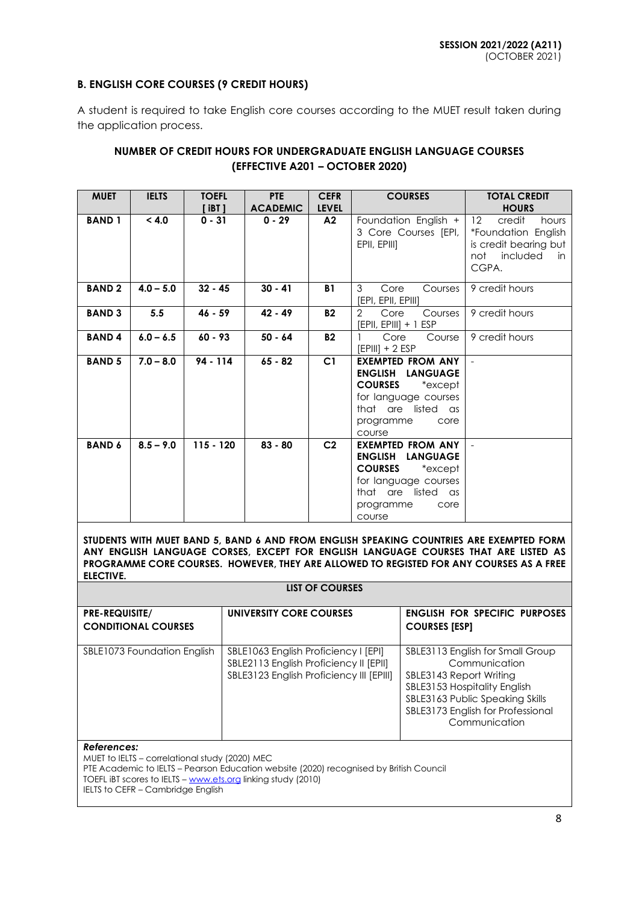## B. ENGLISH CORE COURSES (9 CREDIT HOURS)

A student is required to take English core courses according to the MUET result taken during the application process.

### NUMBER OF CREDIT HOURS FOR UNDERGRADUATE ENGLISH LANGUAGE COURSES (EFFECTIVE A201 – OCTOBER 2020)

| MUET | IELTS | TOEFL [ iBT ] | PTE ACADEMIC | CEFR LEVEL | COURSES | TOTAL CREDIT HOURS |
|---|---|---|---|---|---|---|
| **BAND 1** | **< 4.0** | **0 - 31** | **0 - 29** | **A2** | Foundation English + 3 Core Courses [EPI, EPII, EPIII] | 12 credit hours *Foundation English is credit bearing but not included in CGPA. |
| **BAND 2** | **4.0 – 5.0** | **32 - 45** | **30 - 41** | **B1** | 3 Core Courses [EPI, EPII, EPIII] | 9 credit hours |
| **BAND 3** | **5.5** | **46 - 59** | **42 - 49** | **B2** | 2 Core Courses [EPII, EPIII] + 1 ESP | 9 credit hours |
| **BAND 4** | **6.0 – 6.5** | **60 - 93** | **50 - 64** | **B2** | 1 Core Course [EPIII] + 2 ESP | 9 credit hours |
| **BAND 5** | **7.0 – 8.0** | **94 - 114** | **65 - 82** | **C1** | **EXEMPTED FROM ANY ENGLISH LANGUAGE COURSES** *except for language courses that are listed as programme core course | - |
| **BAND 6** | **8.5 – 9.0** | **115 - 120** | **83 - 80** | **C2** | **EXEMPTED FROM ANY ENGLISH LANGUAGE COURSES** *except for language courses that are listed as programme core course | - |

**STUDENTS WITH MUET BAND 5, BAND 6 AND FROM ENGLISH SPEAKING COUNTRIES ARE EXEMPTED FORM ANY ENGLISH LANGUAGE CORSES, EXCEPT FOR ENGLISH LANGUAGE COURSES THAT ARE LISTED AS PROGRAMME CORE COURSES. HOWEVER, THEY ARE ALLOWED TO REGISTED FOR ANY COURSES AS A FREE ELECTIVE.**

**LIST OF COURSES**

| PRE-REQUISITE/ CONDITIONAL COURSES | UNIVERSITY CORE COURSES | ENGLISH FOR SPECIFIC PURPOSES COURSES [ESP] |
|---|---|---|
| SBLE1073 Foundation English | SBLE1063 English Proficiency I [EPI]<br>SBLE2113 English Proficiency II [EPII]<br>SBLE3123 English Proficiency III [EPIII] | SBLE3113 English for Small Group Communication<br>SBLE3143 Report Writing<br>SBLE3153 Hospitality English<br>SBLE3163 Public Speaking Skills<br>SBLE3173 English for Professional Communication |

***References:***

MUET to IELTS – correlational study (2020) MEC
PTE Academic to IELTS – Pearson Education website (2020) recognised by British Council
TOEFL iBT scores to IELTS – www.ets.org linking study (2010)
IELTS to CEFR – Cambridge English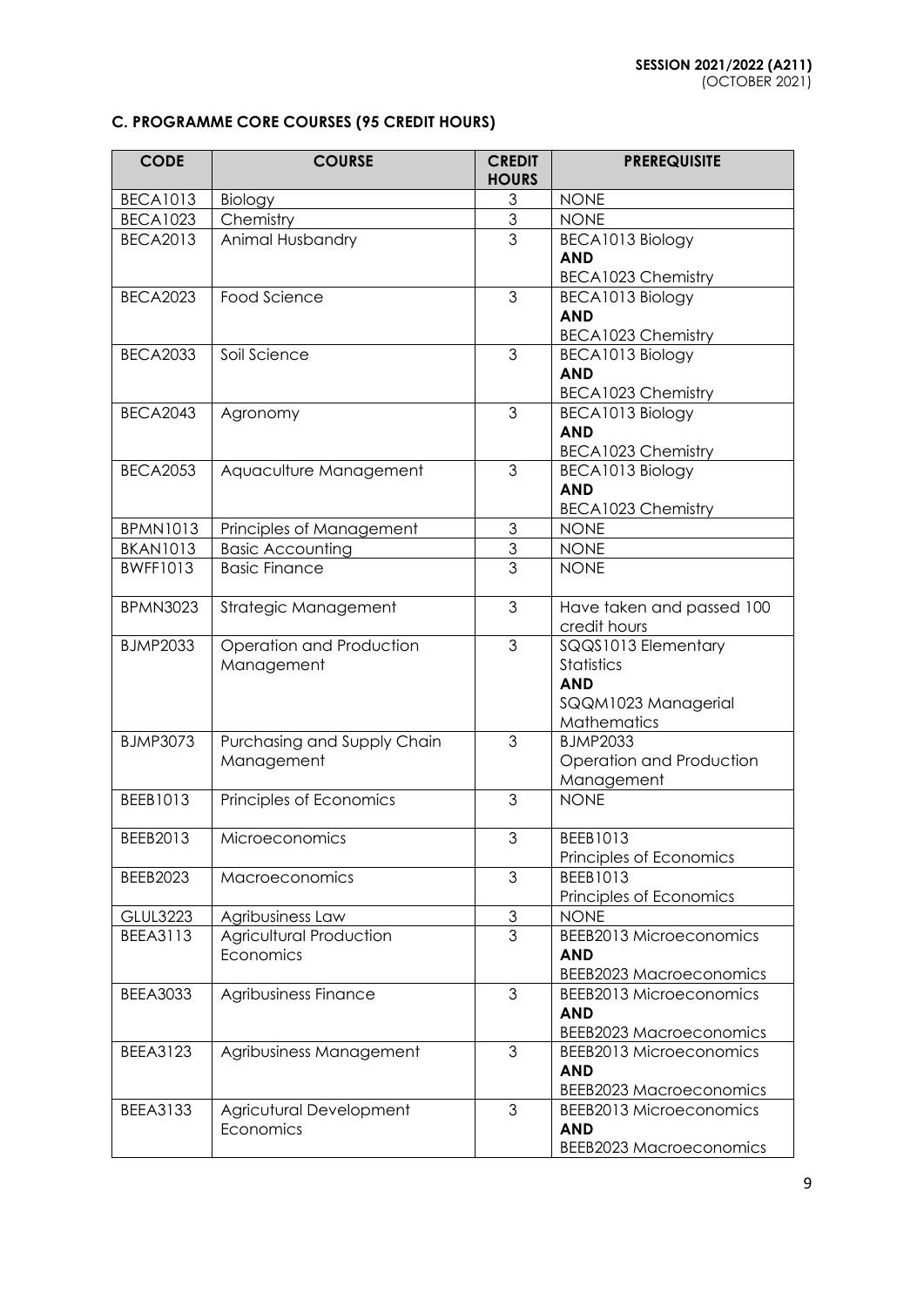## C. PROGRAMME CORE COURSES (95 CREDIT HOURS)

| CODE | COURSE | CREDIT HOURS | PREREQUISITE |
|---|---|---|---|
| BECA1013 | Biology | 3 | NONE |
| BECA1023 | Chemistry | 3 | NONE |
| BECA2013 | Animal Husbandry | 3 | BECA1013 Biology **AND** BECA1023 Chemistry |
| BECA2023 | Food Science | 3 | BECA1013 Biology **AND** BECA1023 Chemistry |
| BECA2033 | Soil Science | 3 | BECA1013 Biology **AND** BECA1023 Chemistry |
| BECA2043 | Agronomy | 3 | BECA1013 Biology **AND** BECA1023 Chemistry |
| BECA2053 | Aquaculture Management | 3 | BECA1013 Biology **AND** BECA1023 Chemistry |
| BPMN1013 | Principles of Management | 3 | NONE |
| BKAN1013 | Basic Accounting | 3 | NONE |
| BWFF1013 | Basic Finance | 3 | NONE |
| BPMN3023 | Strategic Management | 3 | Have taken and passed 100 credit hours |
| BJMP2033 | Operation and Production Management | 3 | SQQS1013 Elementary Statistics **AND** SQQM1023 Managerial Mathematics |
| BJMP3073 | Purchasing and Supply Chain Management | 3 | BJMP2033 Operation and Production Management |
| BEEB1013 | Principles of Economics | 3 | NONE |
| BEEB2013 | Microeconomics | 3 | BEEB1013 Principles of Economics |
| BEEB2023 | Macroeconomics | 3 | BEEB1013 Principles of Economics |
| GLUL3223 | Agribusiness Law | 3 | NONE |
| BEEA3113 | Agricultural Production Economics | 3 | BEEB2013 Microeconomics **AND** BEEB2023 Macroeconomics |
| BEEA3033 | Agribusiness Finance | 3 | BEEB2013 Microeconomics **AND** BEEB2023 Macroeconomics |
| BEEA3123 | Agribusiness Management | 3 | BEEB2013 Microeconomics **AND** BEEB2023 Macroeconomics |
| BEEA3133 | Agricutural Development Economics | 3 | BEEB2013 Microeconomics **AND** BEEB2023 Macroeconomics |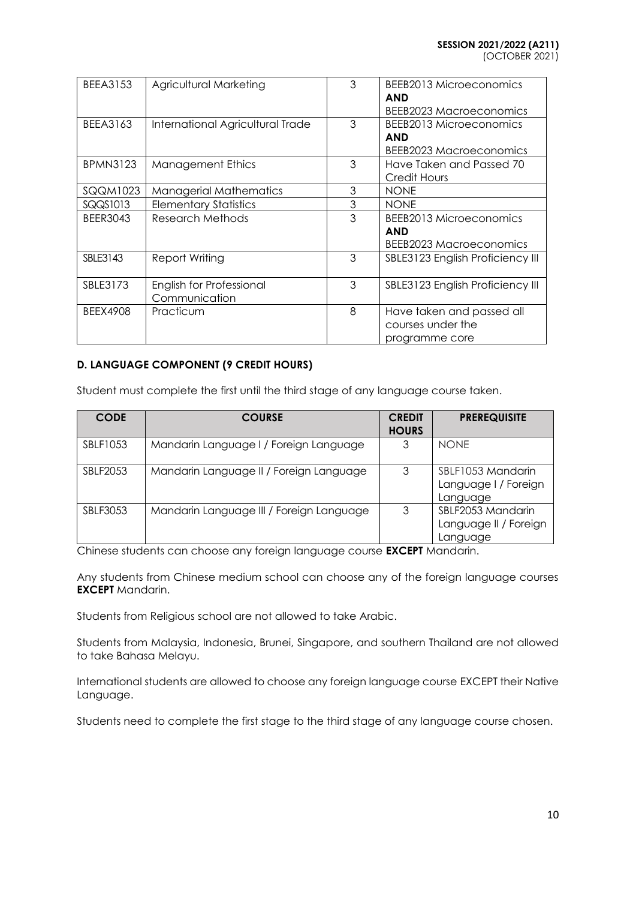| BEEA3153 | Agricultural Marketing | 3 | BEEB2013 Microeconomics **AND** BEEB2023 Macroeconomics |
|---|---|---|---|
| BEEA3163 | International Agricultural Trade | 3 | BEEB2013 Microeconomics **AND** BEEB2023 Macroeconomics |
| BPMN3123 | Management Ethics | 3 | Have Taken and Passed 70 Credit Hours |
| SQQM1023 | Managerial Mathematics | 3 | NONE |
| SQQS1013 | Elementary Statistics | 3 | NONE |
| BEER3043 | Research Methods | 3 | BEEB2013 Microeconomics **AND** BEEB2023 Macroeconomics |
| SBLE3143 | Report Writing | 3 | SBLE3123 English Proficiency III |
| SBLE3173 | English for Professional Communication | 3 | SBLE3123 English Proficiency III |
| BEEX4908 | Practicum | 8 | Have taken and passed all courses under the programme core |

**D. LANGUAGE COMPONENT (9 CREDIT HOURS)**

Student must complete the first until the third stage of any language course taken.

| CODE | COURSE | CREDIT HOURS | PREREQUISITE |
|---|---|---|---|
| SBLF1053 | Mandarin Language I / Foreign Language | 3 | NONE |
| SBLF2053 | Mandarin Language II / Foreign Language | 3 | SBLF1053 Mandarin Language I / Foreign Language |
| SBLF3053 | Mandarin Language III / Foreign Language | 3 | SBLF2053 Mandarin Language II / Foreign Language |

Chinese students can choose any foreign language course **EXCEPT** Mandarin.

Any students from Chinese medium school can choose any of the foreign language courses **EXCEPT** Mandarin.

Students from Religious school are not allowed to take Arabic.

Students from Malaysia, Indonesia, Brunei, Singapore, and southern Thailand are not allowed to take Bahasa Melayu.

International students are allowed to choose any foreign language course EXCEPT their Native Language.

Students need to complete the first stage to the third stage of any language course chosen.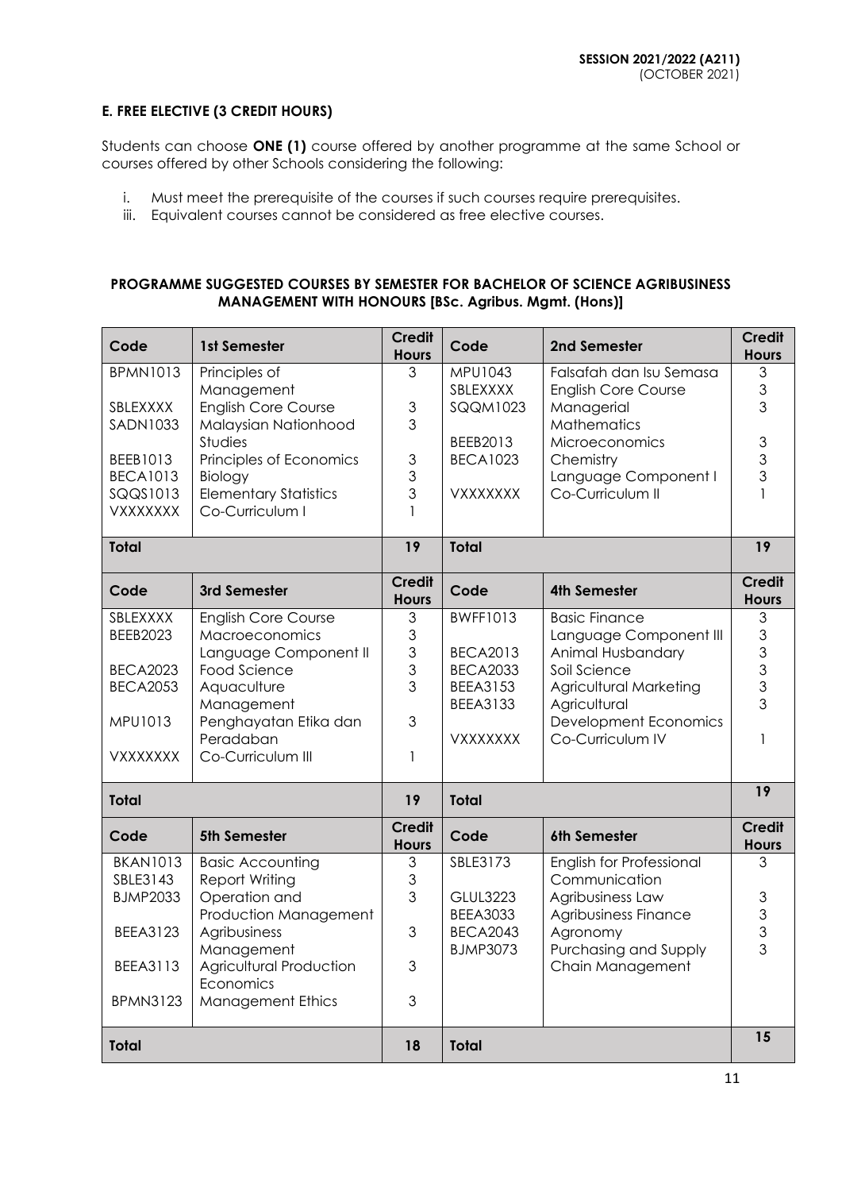### E. FREE ELECTIVE (3 CREDIT HOURS)

Students can choose **ONE (1)** course offered by another programme at the same School or courses offered by other Schools considering the following:

i. Must meet the prerequisite of the courses if such courses require prerequisites.
iii. Equivalent courses cannot be considered as free elective courses.

**PROGRAMME SUGGESTED COURSES BY SEMESTER FOR BACHELOR OF SCIENCE AGRIBUSINESS MANAGEMENT WITH HONOURS [BSc. Agribus. Mgmt. (Hons)]**

| Code | 1st Semester | Credit Hours | Code | 2nd Semester | Credit Hours |
|---|---|---|---|---|---|
| BPMN1013 | Principles of Management | 3 | MPU1043 | Falsafah dan Isu Semasa | 3 |
| SBLEXXXX | English Core Course | 3 | SBLEXXXX | English Core Course | 3 |
| SADN1033 | Malaysian Nationhood Studies | 3 | SQQM1023 | Managerial Mathematics | 3 |
| BEEB1013 | Principles of Economics | 3 | BEEB2013 | Microeconomics | 3 |
| BECA1013 | Biology | 3 | BECA1023 | Chemistry | 3 |
| SQQS1013 | Elementary Statistics | 3 | | Language Component I | 3 |
| VXXXXXXX | Co-Curriculum I | 1 | VXXXXXXX | Co-Curriculum II | 1 |
| **Total** | | **19** | **Total** | | **19** |
| **Code** | **3rd Semester** | **Credit Hours** | **Code** | **4th Semester** | **Credit Hours** |
| SBLEXXXX | English Core Course | 3 | BWFF1013 | Basic Finance | 3 |
| BEEB2023 | Macroeconomics | 3 | | Language Component III | 3 |
| | Language Component II | 3 | BECA2013 | Animal Husbandary | 3 |
| BECA2023 | Food Science | 3 | BECA2033 | Soil Science | 3 |
| BECA2053 | Aquaculture Management | 3 | BEEA3153 | Agricultural Marketing | 3 |
| MPU1013 | Penghayatan Etika dan Peradaban | 3 | BEEA3133 | Agricultural Development Economics | 3 |
| VXXXXXXX | Co-Curriculum III | 1 | VXXXXXXX | Co-Curriculum IV | 1 |
| **Total** | | **19** | **Total** | | **19** |
| **Code** | **5th Semester** | **Credit Hours** | **Code** | **6th Semester** | **Credit Hours** |
| BKAN1013 | Basic Accounting | 3 | SBLE3173 | English for Professional Communication | 3 |
| SBLE3143 | Report Writing | 3 | GLUL3223 | Agribusiness Law | 3 |
| BJMP2033 | Operation and Production Management | 3 | BEEA3033 | Agribusiness Finance | 3 |
| BEEA3123 | Agribusiness Management | 3 | BECA2043 | Agronomy | 3 |
| BEEA3113 | Agricultural Production Economics | 3 | BJMP3073 | Purchasing and Supply Chain Management | 3 |
| BPMN3123 | Management Ethics | 3 | | | |
| **Total** | | **18** | **Total** | | **15** |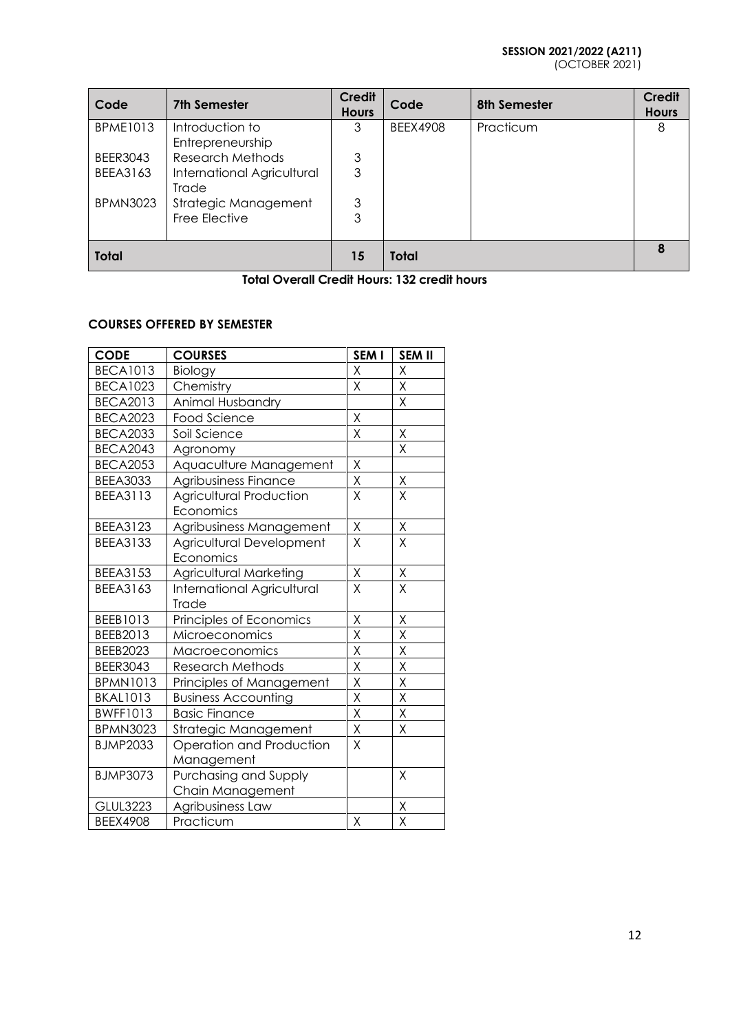| Code | 7th Semester | Credit Hours | Code | 8th Semester | Credit Hours |
|---|---|---|---|---|---|
| BPME1013 | Introduction to Entrepreneurship | 3 | BEEX4908 | Practicum | 8 |
| BEER3043 | Research Methods | 3 | | | |
| BEEA3163 | International Agricultural Trade | 3 | | | |
| BPMN3023 | Strategic Management | 3 | | | |
| | Free Elective | 3 | | | |
| **Total** | | **15** | **Total** | | **8** |

**Total Overall Credit Hours: 132 credit hours**

**COURSES OFFERED BY SEMESTER**

| CODE | COURSES | SEM I | SEM II |
|---|---|---|---|
| BECA1013 | Biology | X | X |
| BECA1023 | Chemistry | X | X |
| BECA2013 | Animal Husbandry | | X |
| BECA2023 | Food Science | X | |
| BECA2033 | Soil Science | X | X |
| BECA2043 | Agronomy | | X |
| BECA2053 | Aquaculture Management | X | |
| BEEA3033 | Agribusiness Finance | X | X |
| BEEA3113 | Agricultural Production Economics | X | X |
| BEEA3123 | Agribusiness Management | X | X |
| BEEA3133 | Agricultural Development Economics | X | X |
| BEEA3153 | Agricultural Marketing | X | X |
| BEEA3163 | International Agricultural Trade | X | X |
| BEEB1013 | Principles of Economics | X | X |
| BEEB2013 | Microeconomics | X | X |
| BEEB2023 | Macroeconomics | X | X |
| BEER3043 | Research Methods | X | X |
| BPMN1013 | Principles of Management | X | X |
| BKAL1013 | Business Accounting | X | X |
| BWFF1013 | Basic Finance | X | X |
| BPMN3023 | Strategic Management | X | X |
| BJMP2033 | Operation and Production Management | X | |
| BJMP3073 | Purchasing and Supply Chain Management | | X |
| GLUL3223 | Agribusiness Law | | X |
| BEEX4908 | Practicum | X | X |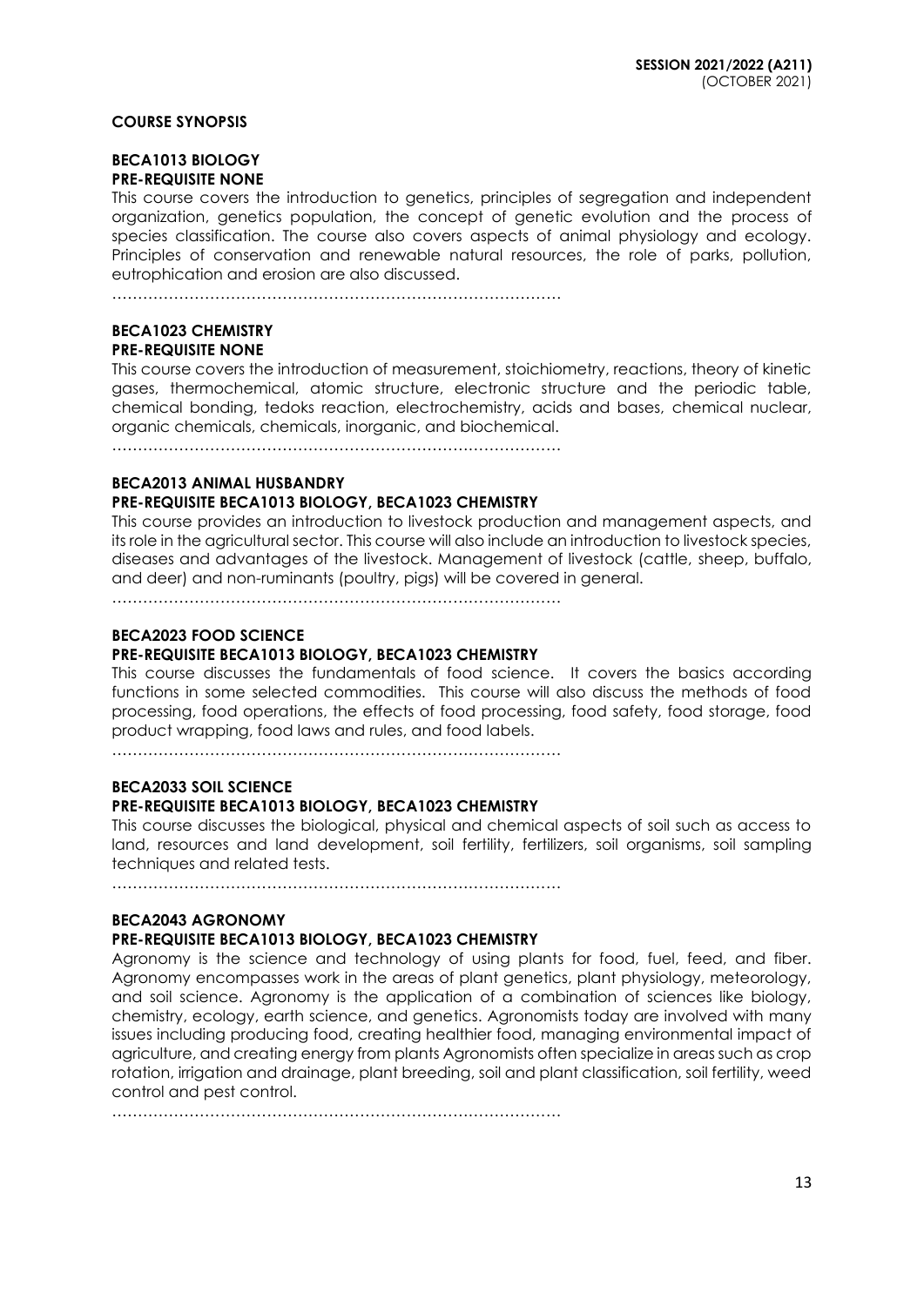**COURSE SYNOPSIS**

**BECA1013 BIOLOGY**
**PRE-REQUISITE NONE**

This course covers the introduction to genetics, principles of segregation and independent organization, genetics population, the concept of genetic evolution and the process of species classification. The course also covers aspects of animal physiology and ecology. Principles of conservation and renewable natural resources, the role of parks, pollution, eutrophication and erosion are also discussed.

………………………………………………………………………………

**BECA1023 CHEMISTRY**
**PRE-REQUISITE NONE**

This course covers the introduction of measurement, stoichiometry, reactions, theory of kinetic gases, thermochemical, atomic structure, electronic structure and the periodic table, chemical bonding, tedoks reaction, electrochemistry, acids and bases, chemical nuclear, organic chemicals, chemicals, inorganic, and biochemical.

………………………………………………………………………………

**BECA2013 ANIMAL HUSBANDRY**
**PRE-REQUISITE BECA1013 BIOLOGY, BECA1023 CHEMISTRY**

This course provides an introduction to livestock production and management aspects, and its role in the agricultural sector. This course will also include an introduction to livestock species, diseases and advantages of the livestock. Management of livestock (cattle, sheep, buffalo, and deer) and non-ruminants (poultry, pigs) will be covered in general.

………………………………………………………………………………

**BECA2023 FOOD SCIENCE**
**PRE-REQUISITE BECA1013 BIOLOGY, BECA1023 CHEMISTRY**

This course discusses the fundamentals of food science. It covers the basics according functions in some selected commodities. This course will also discuss the methods of food processing, food operations, the effects of food processing, food safety, food storage, food product wrapping, food laws and rules, and food labels.

………………………………………………………………………………

**BECA2033 SOIL SCIENCE**
**PRE-REQUISITE BECA1013 BIOLOGY, BECA1023 CHEMISTRY**

This course discusses the biological, physical and chemical aspects of soil such as access to land, resources and land development, soil fertility, fertilizers, soil organisms, soil sampling techniques and related tests.

………………………………………………………………………………

**BECA2043 AGRONOMY**
**PRE-REQUISITE BECA1013 BIOLOGY, BECA1023 CHEMISTRY**

Agronomy is the science and technology of using plants for food, fuel, feed, and fiber. Agronomy encompasses work in the areas of plant genetics, plant physiology, meteorology, and soil science. Agronomy is the application of a combination of sciences like biology, chemistry, ecology, earth science, and genetics. Agronomists today are involved with many issues including producing food, creating healthier food, managing environmental impact of agriculture, and creating energy from plants Agronomists often specialize in areas such as crop rotation, irrigation and drainage, plant breeding, soil and plant classification, soil fertility, weed control and pest control.

………………………………………………………………………………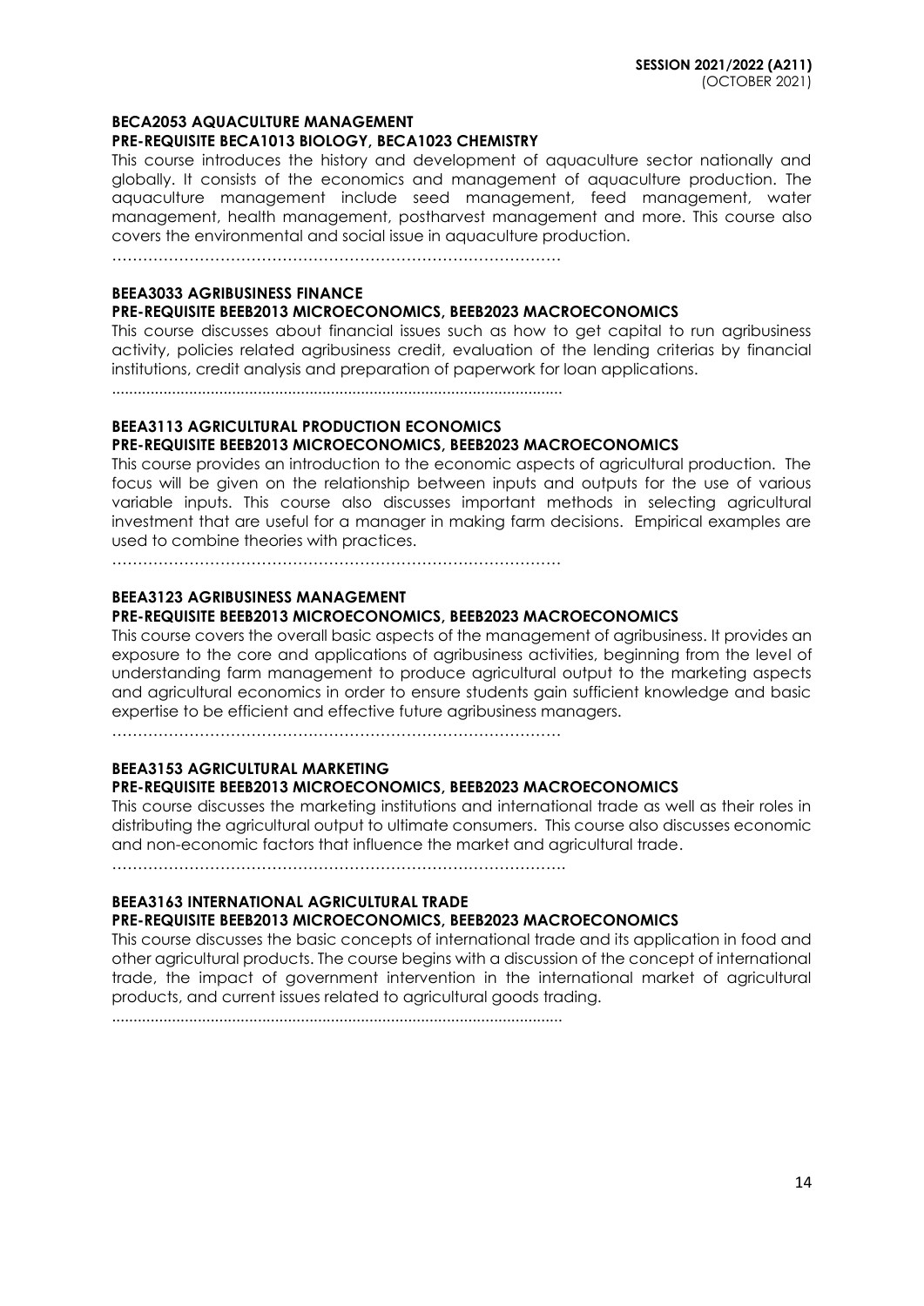**BECA2053 AQUACULTURE MANAGEMENT**
**PRE-REQUISITE BECA1013 BIOLOGY, BECA1023 CHEMISTRY**

This course introduces the history and development of aquaculture sector nationally and globally. It consists of the economics and management of aquaculture production. The aquaculture management include seed management, feed management, water management, health management, postharvest management and more. This course also covers the environmental and social issue in aquaculture production.

…………………………………………………………………………….

**BEEA3033 AGRIBUSINESS FINANCE**
**PRE-REQUISITE BEEB2013 MICROECONOMICS, BEEB2023 MACROECONOMICS**

This course discusses about financial issues such as how to get capital to run agribusiness activity, policies related agribusiness credit, evaluation of the lending criterias by financial institutions, credit analysis and preparation of paperwork for loan applications.

……………………………………………………………………………………………

**BEEA3113 AGRICULTURAL PRODUCTION ECONOMICS**
**PRE-REQUISITE BEEB2013 MICROECONOMICS, BEEB2023 MACROECONOMICS**

This course provides an introduction to the economic aspects of agricultural production. The focus will be given on the relationship between inputs and outputs for the use of various variable inputs. This course also discusses important methods in selecting agricultural investment that are useful for a manager in making farm decisions. Empirical examples are used to combine theories with practices.

…………………………………………………………………………….

**BEEA3123 AGRIBUSINESS MANAGEMENT**
**PRE-REQUISITE BEEB2013 MICROECONOMICS, BEEB2023 MACROECONOMICS**

This course covers the overall basic aspects of the management of agribusiness. It provides an exposure to the core and applications of agribusiness activities, beginning from the level of understanding farm management to produce agricultural output to the marketing aspects and agricultural economics in order to ensure students gain sufficient knowledge and basic expertise to be efficient and effective future agribusiness managers.

…………………………………………………………………………….

**BEEA3153 AGRICULTURAL MARKETING**
**PRE-REQUISITE BEEB2013 MICROECONOMICS, BEEB2023 MACROECONOMICS**

This course discusses the marketing institutions and international trade as well as their roles in distributing the agricultural output to ultimate consumers. This course also discusses economic and non-economic factors that influence the market and agricultural trade.

…………………………………………………………………………….

**BEEA3163 INTERNATIONAL AGRICULTURAL TRADE**
**PRE-REQUISITE BEEB2013 MICROECONOMICS, BEEB2023 MACROECONOMICS**

This course discusses the basic concepts of international trade and its application in food and other agricultural products. The course begins with a discussion of the concept of international trade, the impact of government intervention in the international market of agricultural products, and current issues related to agricultural goods trading.

……………………………………………………………………………………………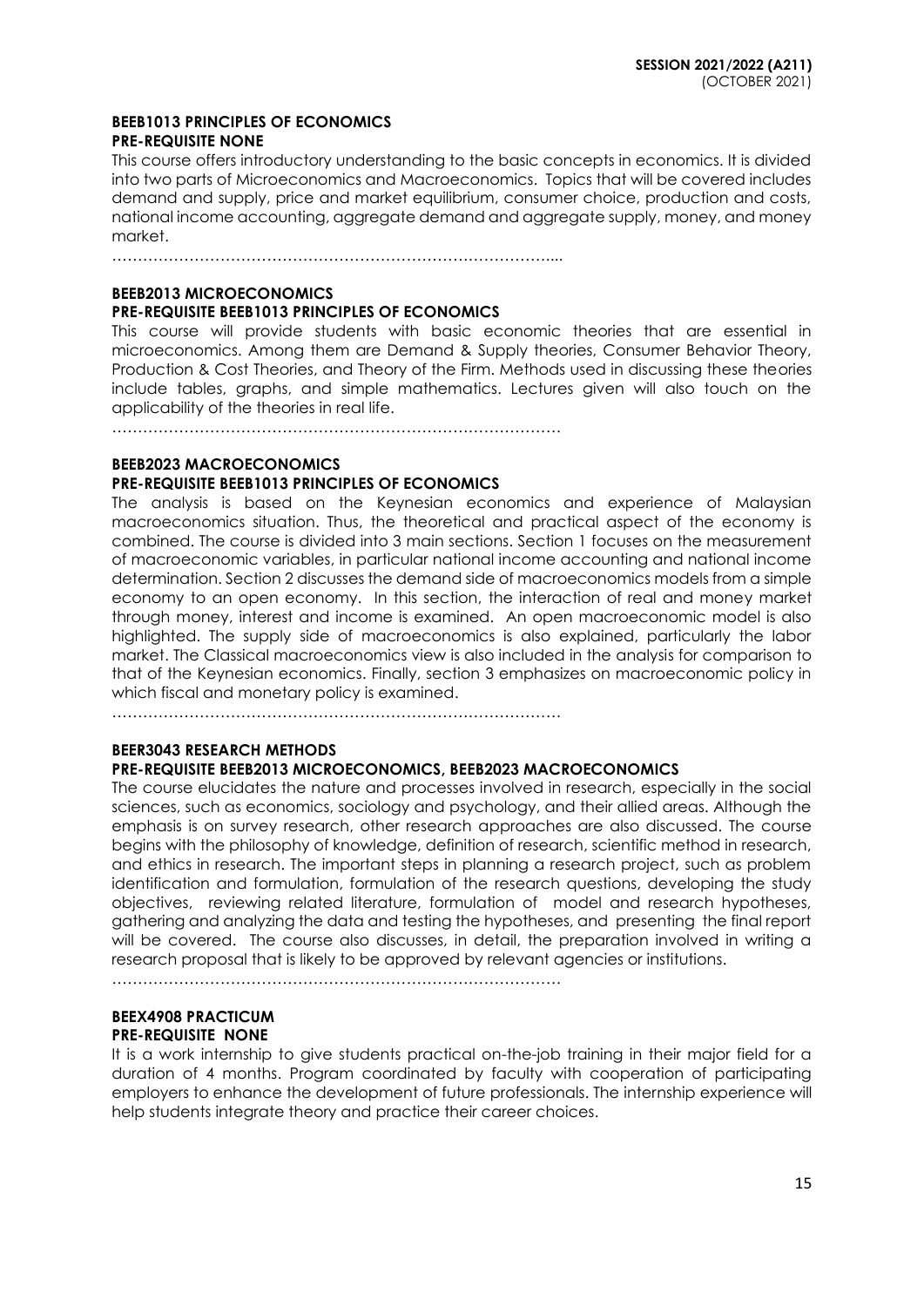**BEEB1013 PRINCIPLES OF ECONOMICS**
**PRE-REQUISITE NONE**

This course offers introductory understanding to the basic concepts in economics. It is divided into two parts of Microeconomics and Macroeconomics. Topics that will be covered includes demand and supply, price and market equilibrium, consumer choice, production and costs, national income accounting, aggregate demand and aggregate supply, money, and money market.

…………………………………………………………………………...

**BEEB2013 MICROECONOMICS**
**PRE-REQUISITE BEEB1013 PRINCIPLES OF ECONOMICS**

This course will provide students with basic economic theories that are essential in microeconomics. Among them are Demand & Supply theories, Consumer Behavior Theory, Production & Cost Theories, and Theory of the Firm. Methods used in discussing these theories include tables, graphs, and simple mathematics. Lectures given will also touch on the applicability of the theories in real life.

……………………………………………………………………………

**BEEB2023 MACROECONOMICS**
**PRE-REQUISITE BEEB1013 PRINCIPLES OF ECONOMICS**

The analysis is based on the Keynesian economics and experience of Malaysian macroeconomics situation. Thus, the theoretical and practical aspect of the economy is combined. The course is divided into 3 main sections. Section 1 focuses on the measurement of macroeconomic variables, in particular national income accounting and national income determination. Section 2 discusses the demand side of macroeconomics models from a simple economy to an open economy. In this section, the interaction of real and money market through money, interest and income is examined. An open macroeconomic model is also highlighted. The supply side of macroeconomics is also explained, particularly the labor market. The Classical macroeconomics view is also included in the analysis for comparison to that of the Keynesian economics. Finally, section 3 emphasizes on macroeconomic policy in which fiscal and monetary policy is examined.

……………………………………………………………………………

**BEER3043 RESEARCH METHODS**
**PRE-REQUISITE BEEB2013 MICROECONOMICS, BEEB2023 MACROECONOMICS**

The course elucidates the nature and processes involved in research, especially in the social sciences, such as economics, sociology and psychology, and their allied areas. Although the emphasis is on survey research, other research approaches are also discussed. The course begins with the philosophy of knowledge, definition of research, scientific method in research, and ethics in research. The important steps in planning a research project, such as problem identification and formulation, formulation of the research questions, developing the study objectives, reviewing related literature, formulation of model and research hypotheses, gathering and analyzing the data and testing the hypotheses, and presenting the final report will be covered. The course also discusses, in detail, the preparation involved in writing a research proposal that is likely to be approved by relevant agencies or institutions.

……………………………………………………………………………

**BEEX4908 PRACTICUM**
**PRE-REQUISITE NONE**

It is a work internship to give students practical on-the-job training in their major field for a duration of 4 months. Program coordinated by faculty with cooperation of participating employers to enhance the development of future professionals. The internship experience will help students integrate theory and practice their career choices.